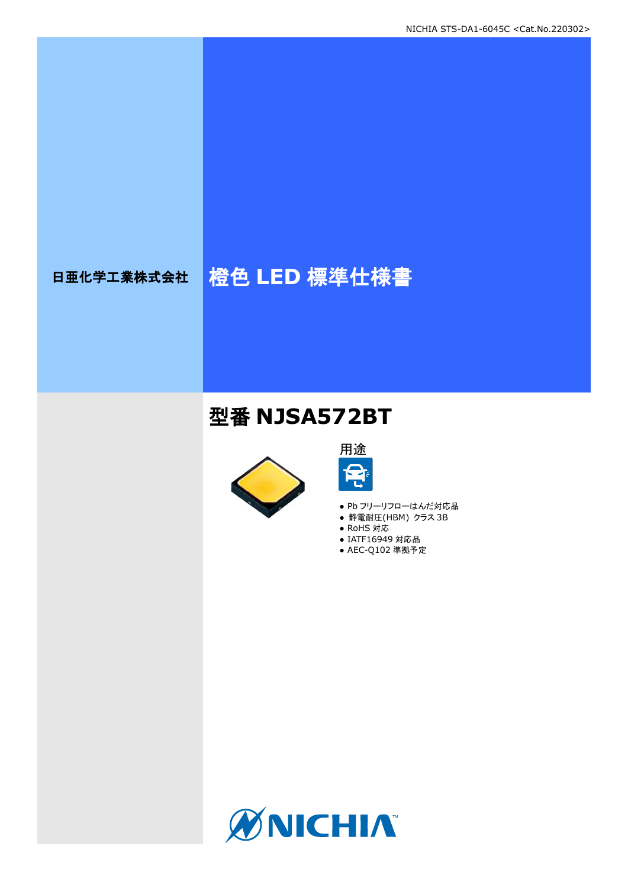日亜化学工業株式会社

# 橙色 LED 標準仕様書

## 型番 NJSA572BT

用途

- Pb フリーリフローはんだ対応品
- 静電耐圧(HBM) クラス 3B
- RoHS 対応
- IATF16949 対応品
- AEC-Q102 準拠予定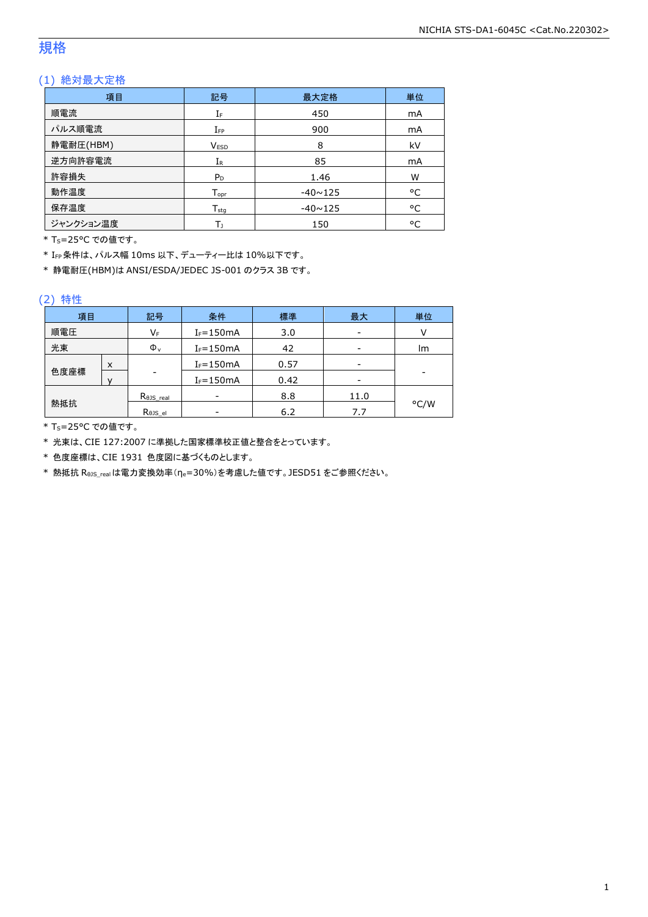# 規格

## (1) 絶対最大定格

| 項目 | 記号 | 最大定格 | 単位 |
|---|---|---|---|
| 順電流 | $I_F$ | 450 | mA |
| パルス順電流 | $I_{FP}$ | 900 | mA |
| 静電耐圧(HBM) | $V_{ESD}$ | 8 | kV |
| 逆方向許容電流 | $I_R$ | 85 | mA |
| 許容損失 | $P_D$ | 1.46 | W |
| 動作温度 | $T_{opr}$ | -40~125 | °C |
| 保存温度 | $T_{stg}$ | -40~125 | °C |
| ジャンクション温度 | $T_J$ | 150 | °C |

* $T_S$=25°C での値です。
* $I_{FP}$ 条件は、パルス幅 10ms 以下、デューティー比は 10%以下です。
* 静電耐圧(HBM)は ANSI/ESDA/JEDEC JS-001 のクラス 3B です。

## (2) 特性

| 項目 | | 記号 | 条件 | 標準 | 最大 | 単位 |
|---|---|---|---|---|---|---|
| 順電圧 | | $V_F$ | $I_F$=150mA | 3.0 | - | V |
| 光束 | | $\Phi_v$ | $I_F$=150mA | 42 | - | lm |
| 色度座標 | x | - | $I_F$=150mA | 0.57 | - | - |
| | y | | $I_F$=150mA | 0.42 | - | |
| 熱抵抗 | | $R_{\theta JS\_real}$ | - | 8.8 | 11.0 | °C/W |
| | | $R_{\theta JS\_el}$ | - | 6.2 | 7.7 | |

* $T_S$=25°C での値です。
* 光束は、CIE 127:2007 に準拠した国家標準校正値と整合をとっています。
* 色度座標は、CIE 1931 色度図に基づくものとします。
* 熱抵抗 $R_{\theta JS\_real}$ は電力変換効率($\eta_e$=30%)を考慮した値です。JESD51 をご参照ください。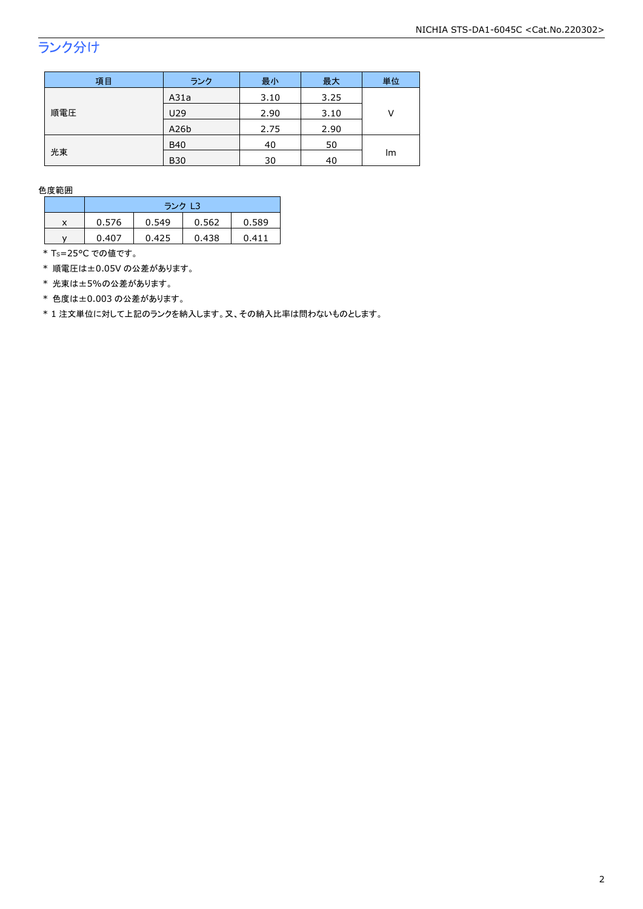## ランク分け

| 項目 | ランク | 最小 | 最大 | 単位 |
|---|---|---|---|---|
| 順電圧 | A31a | 3.10 | 3.25 | V |
| | U29 | 2.90 | 3.10 | |
| | A26b | 2.75 | 2.90 | |
| 光束 | B40 | 40 | 50 | lm |
| | B30 | 30 | 40 | |

色度範囲

| | ランク L3 | | | |
|---|---|---|---|---|
| x | 0.576 | 0.549 | 0.562 | 0.589 |
| y | 0.407 | 0.425 | 0.438 | 0.411 |

* $T_S$=25°C での値です。
* 順電圧は±0.05V の公差があります。
* 光束は±5%の公差があります。
* 色度は±0.003 の公差があります。
* 1 注文単位に対して上記のランクを納入します。又、その納入比率は問わないものとします。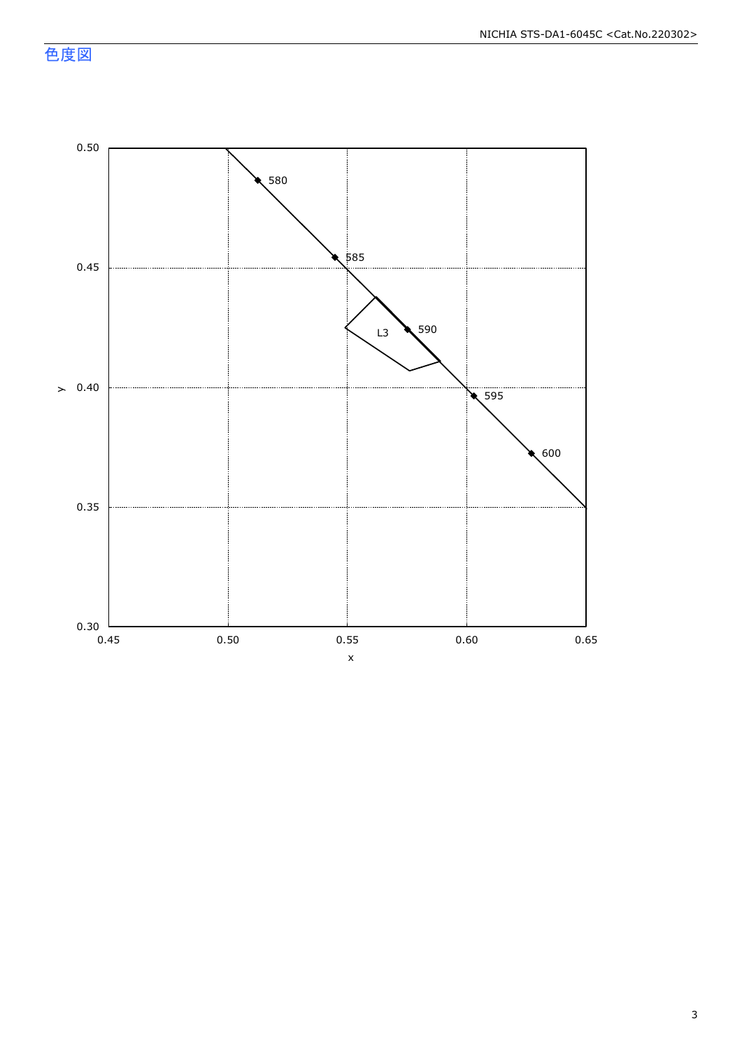## 色度図

0.50
0.45
0.40
0.35
0.30
y

0.45
0.50
0.55
0.60
0.65
x

580
585
590
595
600
L3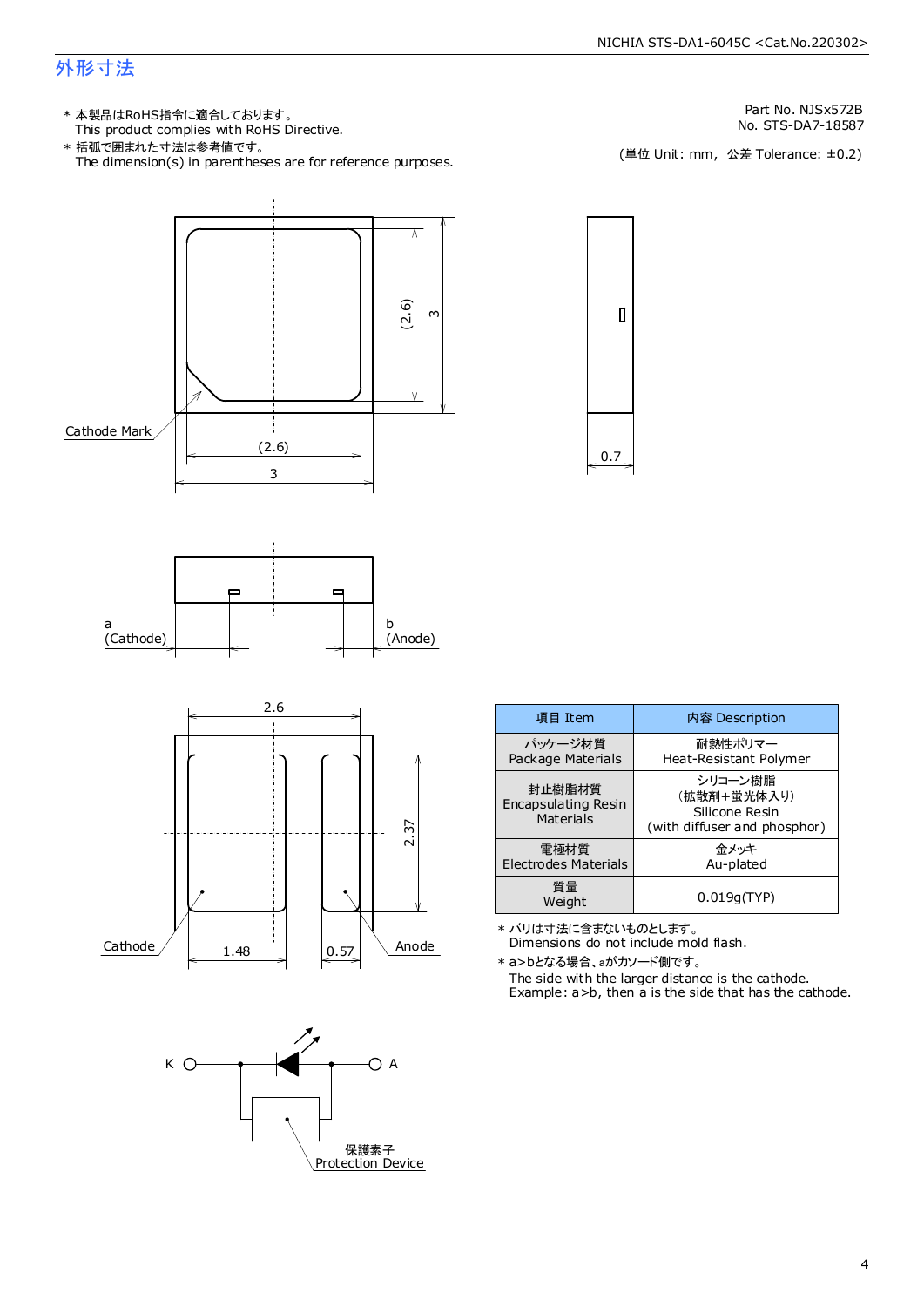## 外形寸法

\* 本製品はRoHS指令に適合しております。
This product complies with RoHS Directive.

\* 括弧で囲まれた寸法は参考値です。
The dimension(s) in parentheses are for reference purposes.

Part No. NJSx572B
No. STS-DA7-18587

(単位 Unit: mm, 公差 Tolerance: ±0.2)

Cathode Mark
(2.6)
3
(2.6)
3
0.7

a
(Cathode)
b
(Anode)

2.6
2.37
Cathode
Anode
1.48
0.57

K
A
保護素子
Protection Device

| 項目 Item | 内容 Description |
|---|---|
| パッケージ材質<br>Package Materials | 耐熱性ポリマー<br>Heat-Resistant Polymer |
| 封止樹脂材質<br>Encapsulating Resin Materials | シリコーン樹脂<br>(拡散剤+蛍光体入り)<br>Silicone Resin<br>(with diffuser and phosphor) |
| 電極材質<br>Electrodes Materials | 金メッキ<br>Au-plated |
| 質量<br>Weight | 0.019g(TYP) |

\* バリは寸法に含まないものとします。
Dimensions do not include mold flash.

\* a>bとなる場合、aがカソード側です。
The side with the larger distance is the cathode.
Example: a>b, then a is the side that has the cathode.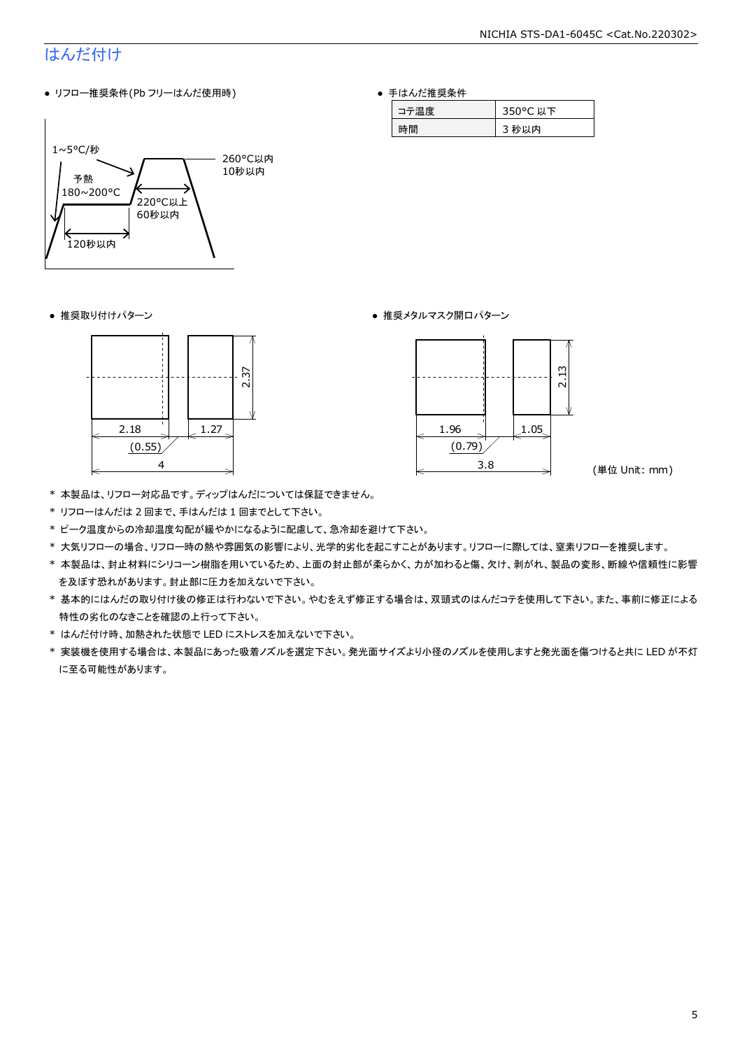## はんだ付け

- リフロー推奨条件(Pb フリーはんだ使用時)

1~5°C/秒
予熱
180~200°C
120秒以内
260°C以内
10秒以内
220°C以上
60秒以内

- 手はんだ推奨条件

| | |
|---|---|
| コテ温度 | 350°C 以下 |
| 時間 | 3 秒以内 |

- 推奨取り付けパターン

2.37
2.18
1.27
(0.55)
4

- 推奨メタルマスク開口パターン

2.13
1.96
1.05
(0.79)
3.8

(単位 Unit: mm)

\* 本製品は、リフロー対応品です。ディップはんだについては保証できません。
\* リフローはんだは 2 回まで、手はんだは 1 回までとして下さい。
\* ピーク温度からの冷却温度勾配が緩やかになるように配慮して、急冷却を避けて下さい。
\* 大気リフローの場合、リフロー時の熱や雰囲気の影響により、光学的劣化を起こすことがあります。リフローに際しては、窒素リフローを推奨します。
\* 本製品は、封止材料にシリコーン樹脂を用いているため、上面の封止部が柔らかく、力が加わると傷、欠け、剥がれ、製品の変形、断線や信頼性に影響を及ぼす恐れがあります。封止部に圧力を加えないで下さい。
\* 基本的にはんだの取り付け後の修正は行わないで下さい。やむをえず修正する場合は、双頭式のはんだコテを使用して下さい。また、事前に修正による特性の劣化のなきことを確認の上行って下さい。
\* はんだ付け時、加熱された状態で LED にストレスを加えないで下さい。
\* 実装機を使用する場合は、本製品にあった吸着ノズルを選定下さい。発光面サイズより小径のノズルを使用しますと発光面を傷つけると共に LED が不灯に至る可能性があります。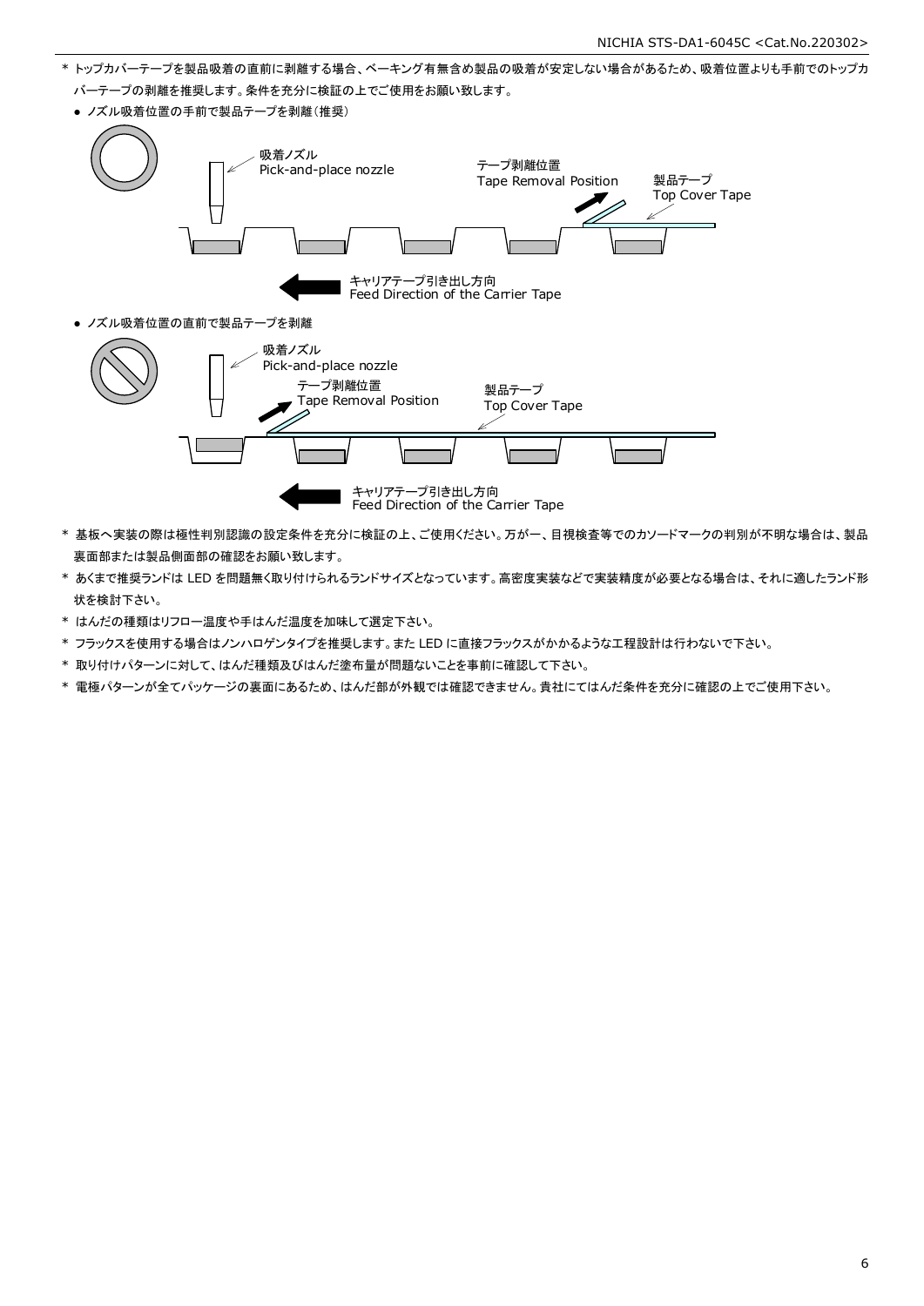* トップカバーテープを製品吸着の直前に剥離する場合、ベーキング有無含め製品の吸着が安定しない場合があるため、吸着位置よりも手前でのトップカバーテープの剥離を推奨します。条件を充分に検証の上でご使用をお願い致します。

- ノズル吸着位置の手前で製品テープを剥離（推奨）

吸着ノズル
Pick-and-place nozzle

テープ剥離位置
Tape Removal Position

製品テープ
Top Cover Tape

キャリアテープ引き出し方向
Feed Direction of the Carrier Tape

- ノズル吸着位置の直前で製品テープを剥離

吸着ノズル
Pick-and-place nozzle

テープ剥離位置
Tape Removal Position

製品テープ
Top Cover Tape

キャリアテープ引き出し方向
Feed Direction of the Carrier Tape

* 基板へ実装の際は極性判別認識の設定条件を充分に検証の上、ご使用ください。万が一、目視検査等でのカソードマークの判別が不明な場合は、製品裏面部または製品側面部の確認をお願い致します。
* あくまで推奨ランドは LED を問題無く取り付けられるランドサイズとなっています。高密度実装などで実装精度が必要となる場合は、それに適したランド形状を検討下さい。
* はんだの種類はリフロー温度や手はんだ温度を加味して選定下さい。
* フラックスを使用する場合はノンハロゲンタイプを推奨します。また LED に直接フラックスがかかるような工程設計は行わないで下さい。
* 取り付けパターンに対して、はんだ種類及びはんだ塗布量が問題ないことを事前に確認して下さい。
* 電極パターンが全てパッケージの裏面にあるため、はんだ部が外観では確認できません。貴社にてはんだ条件を充分に確認の上でご使用下さい。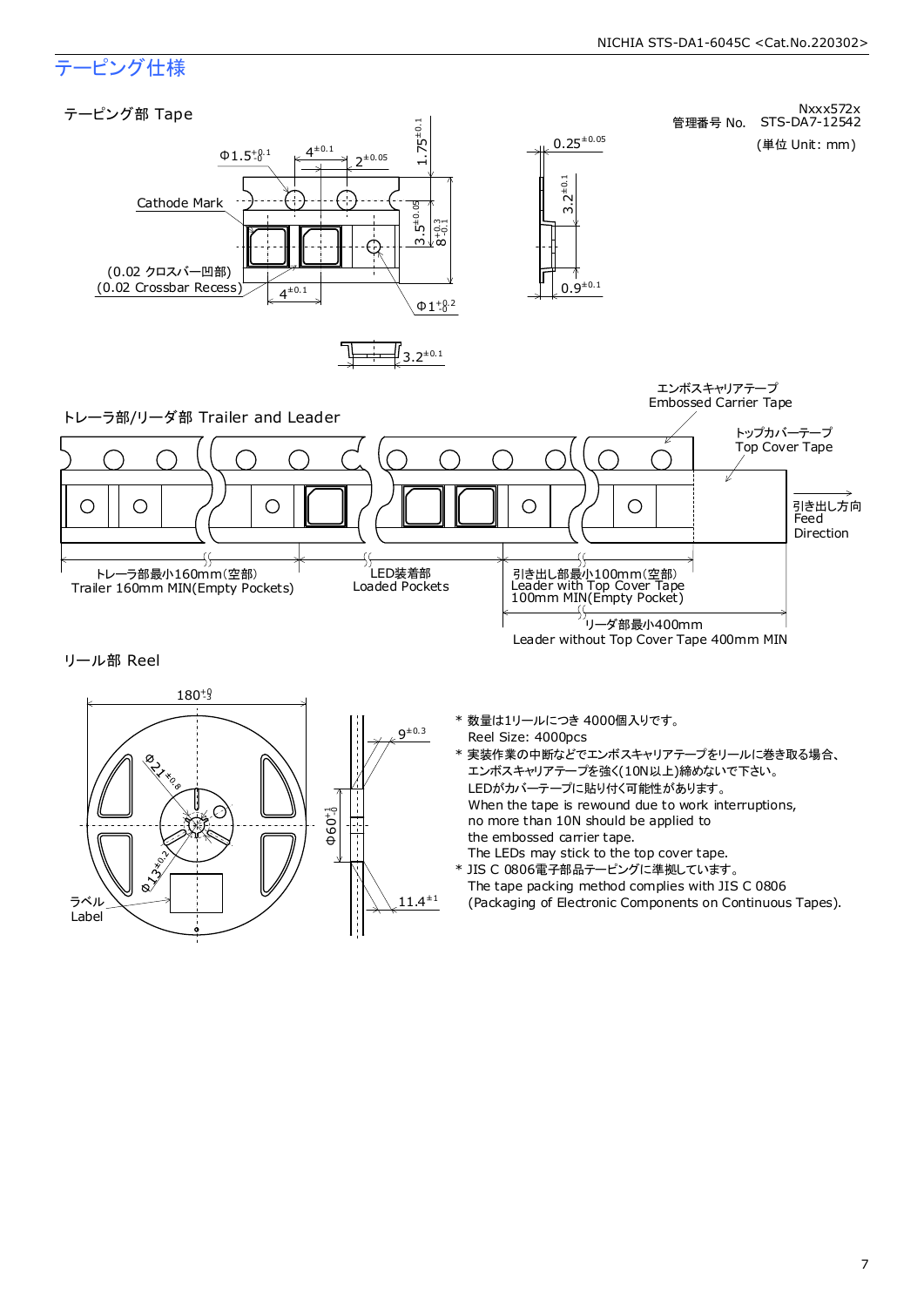## テーピング仕様

Nxxx572x
管理番号 No. STS-DA7-12542
(単位 Unit: mm)

### テーピング部 Tape

Φ1.5$^{+0.1}_{-0}$
4$^{\pm0.1}$
2$^{\pm0.05}$
1.75$^{\pm0.1}$
Cathode Mark
3.5$^{\pm0.05}$
8$^{+0.3}_{-0.1}$
(0.02 クロスバー凹部)
(0.02 Crossbar Recess)
4$^{\pm0.1}$
Φ1$^{+0.2}_{-0}$
0.25$^{\pm0.05}$
3.2$^{\pm0.1}$
0.9$^{\pm0.1}$
3.2$^{\pm0.1}$

### トレーラ部/リーダ部 Trailer and Leader

エンボスキャリアテープ
Embossed Carrier Tape
トップカバーテープ
Top Cover Tape
引き出し方向
Feed
Direction
トレーラ部最小160mm(空部)
Trailer 160mm MIN(Empty Pockets)
LED装着部
Loaded Pockets
引き出し部最小100mm(空部)
Leader with Top Cover Tape
100mm MIN(Empty Pocket)
リーダ部最小400mm
Leader without Top Cover Tape 400mm MIN

### リール部 Reel

180$^{+0}_{-3}$
Φ21$^{\pm0.8}$
Φ13$^{\pm0.2}$
ラベル
Label
9$^{\pm0.3}$
Φ60$^{+1}_{-0}$
11.4$^{\pm1}$

* 数量は1リールにつき 4000個入りです。
  Reel Size: 4000pcs
* 実装作業の中断などでエンボスキャリアテープをリールに巻き取る場合、
  エンボスキャリアテープを強く(10N以上)締めないで下さい。
  LEDがカバーテープに貼り付く可能性があります。
  When the tape is rewound due to work interruptions,
  no more than 10N should be applied to
  the embossed carrier tape.
  The LEDs may stick to the top cover tape.
* JIS C 0806電子部品テーピングに準拠しています。
  The tape packing method complies with JIS C 0806
  (Packaging of Electronic Components on Continuous Tapes).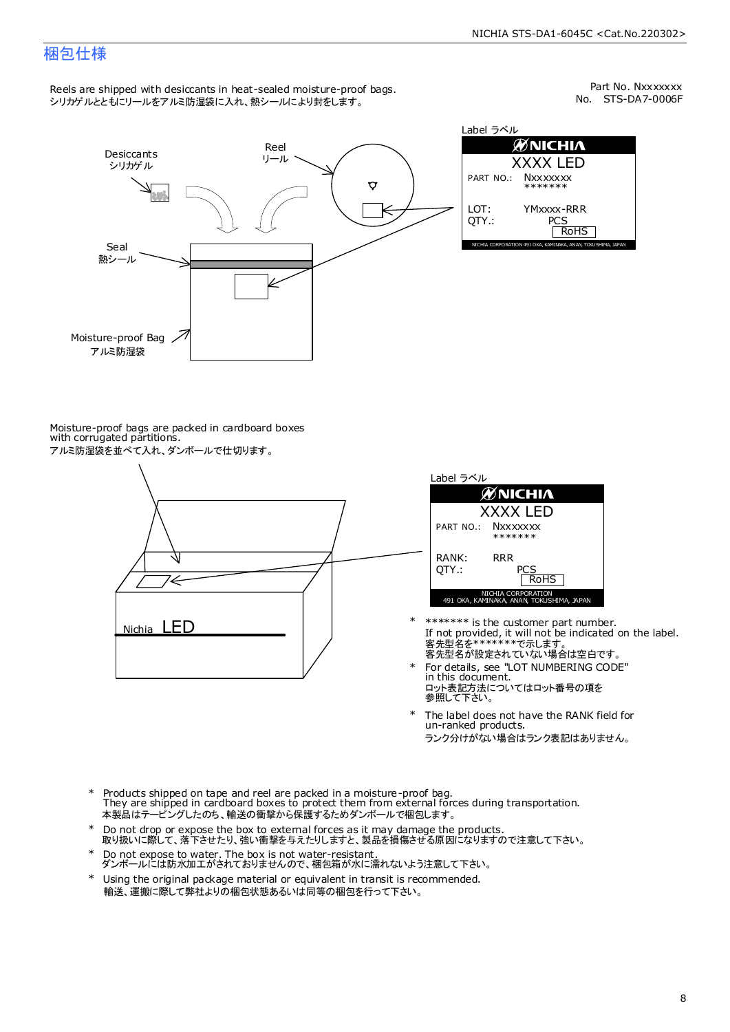## 梱包仕様

Part No. Nxxxxxxx
No. STS-DA7-0006F

Reels are shipped with desiccants in heat-sealed moisture-proof bags.
シリカゲルとともにリールをアルミ防湿袋に入れ、熱シールにより封をします。

Desiccants
シリカゲル

Reel
リール

Seal
熱シール

Moisture-proof Bag
アルミ防湿袋

Label ラベル

NICHIA
XXXX LED
PART NO.: Nxxxxxxx
*******
LOT: YMxxxx-RRR
QTY.: PCS
RoHS
NICHIA CORPORATION 491 OKA, KAMINAKA, ANAN, TOKUSHIMA, JAPAN

Moisture-proof bags are packed in cardboard boxes with corrugated partitions.
アルミ防湿袋を並べて入れ、ダンボールで仕切ります。

Nichia LED

Label ラベル

NICHIA
XXXX LED
PART NO.: Nxxxxxxx
*******
RANK: RRR
QTY.: PCS
RoHS
NICHIA CORPORATION
491 OKA, KAMINAKA, ANAN, TOKUSHIMA, JAPAN

- \* ******* is the customer part number.
  If not provided, it will not be indicated on the label.
  客先型名を*******で示します。
  客先型名が設定されていない場合は空白です。
- \* For details, see "LOT NUMBERING CODE" in this document.
  ロット表記方法についてはロット番号の項を参照して下さい。
- \* The label does not have the RANK field for un-ranked products.
  ランク分けがない場合はランク表記はありません。

- \* Products shipped on tape and reel are packed in a moisture-proof bag.
  They are shipped in cardboard boxes to protect them from external forces during transportation.
  本製品はテーピングしたのち、輸送の衝撃から保護するためダンボールで梱包します。
- \* Do not drop or expose the box to external forces as it may damage the products.
  取り扱いに際して、落下させたり、強い衝撃を与えたりしますと、製品を損傷させる原因になりますので注意して下さい。
- \* Do not expose to water. The box is not water-resistant.
  ダンボールには防水加工がされておりませんので、梱包箱が水に濡れないよう注意して下さい。
- \* Using the original package material or equivalent in transit is recommended.
  輸送、運搬に際して弊社よりの梱包状態あるいは同等の梱包を行って下さい。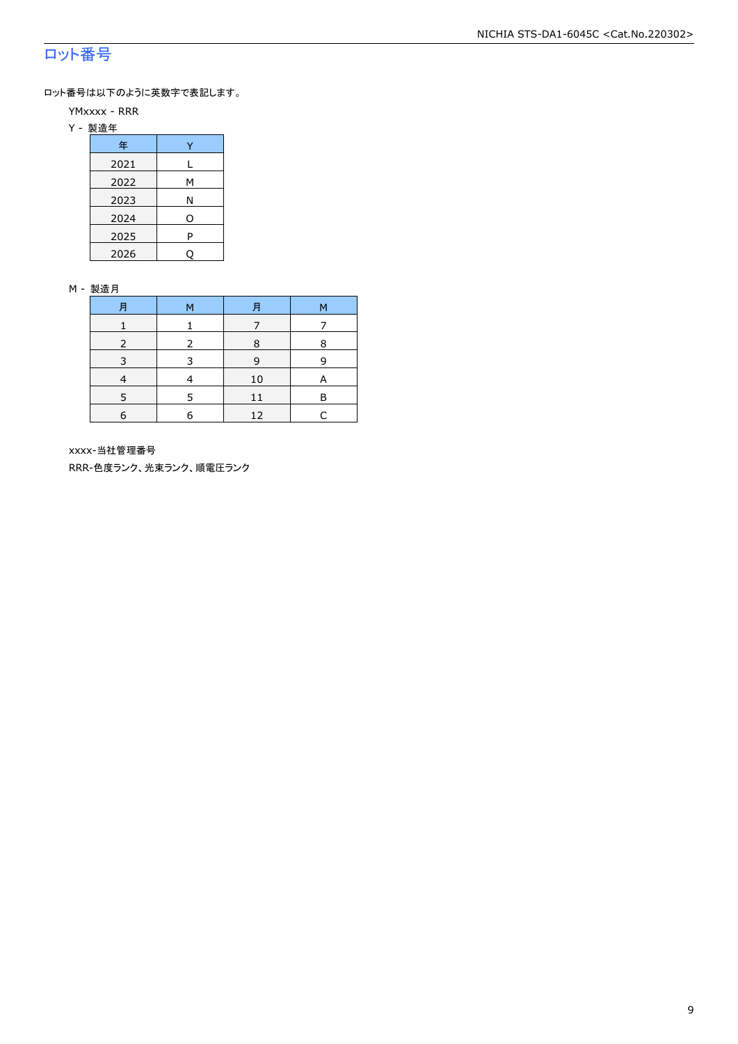## ロット番号

ロット番号は以下のように英数字で表記します。

YMxxxx - RRR

Y - 製造年

| 年 | Y |
|---|---|
| 2021 | L |
| 2022 | M |
| 2023 | N |
| 2024 | O |
| 2025 | P |
| 2026 | Q |

M - 製造月

| 月 | M | 月 | M |
|---|---|---|---|
| 1 | 1 | 7 | 7 |
| 2 | 2 | 8 | 8 |
| 3 | 3 | 9 | 9 |
| 4 | 4 | 10 | A |
| 5 | 5 | 11 | B |
| 6 | 6 | 12 | C |

xxxx-当社管理番号

RRR-色度ランク、光束ランク、順電圧ランク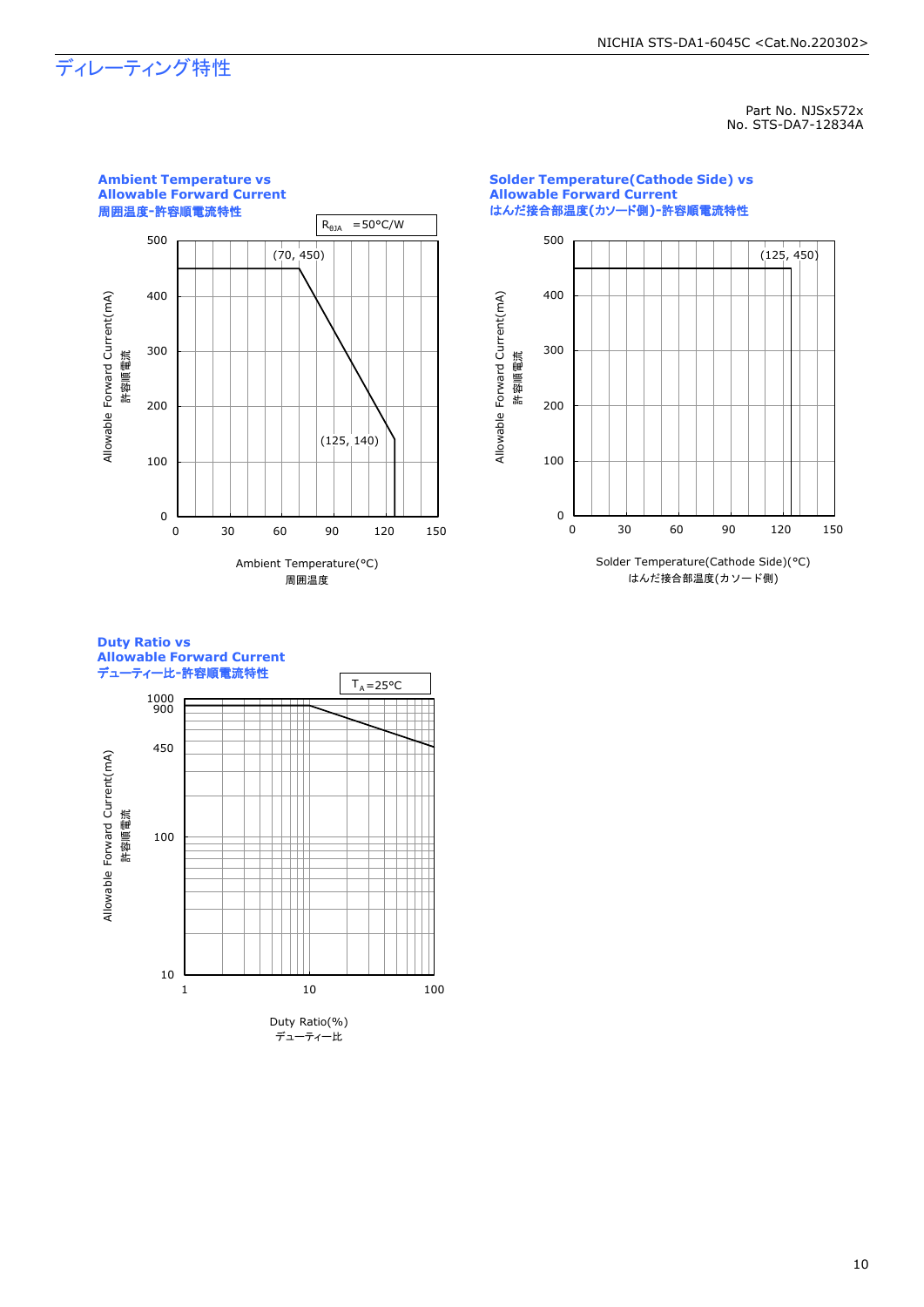# ディレーティング特性

Part No. NJSx572x
No. STS-DA7-12834A

**Ambient Temperature vs Allowable Forward Current**
**周囲温度-許容順電流特性**

$R_{\theta JA}$ =50°C/W

(70, 450)

(125, 140)

500
400
300
200
100
0

0 30 60 90 120 150

Allowable Forward Current(mA)
許容順電流

Ambient Temperature(°C)
周囲温度

**Solder Temperature(Cathode Side) vs Allowable Forward Current**
**はんだ接合部温度(カソード側)-許容順電流特性**

(125, 450)

500
400
300
200
100
0

0 30 60 90 120 150

Allowable Forward Current(mA)
許容順電流

Solder Temperature(Cathode Side)(°C)
はんだ接合部温度(カソード側)

**Duty Ratio vs Allowable Forward Current**
**デューティー比-許容順電流特性**

$T_A$=25°C

1000
900
450
100
10

1 10 100

Allowable Forward Current(mA)
許容順電流

Duty Ratio(%)
デューティー比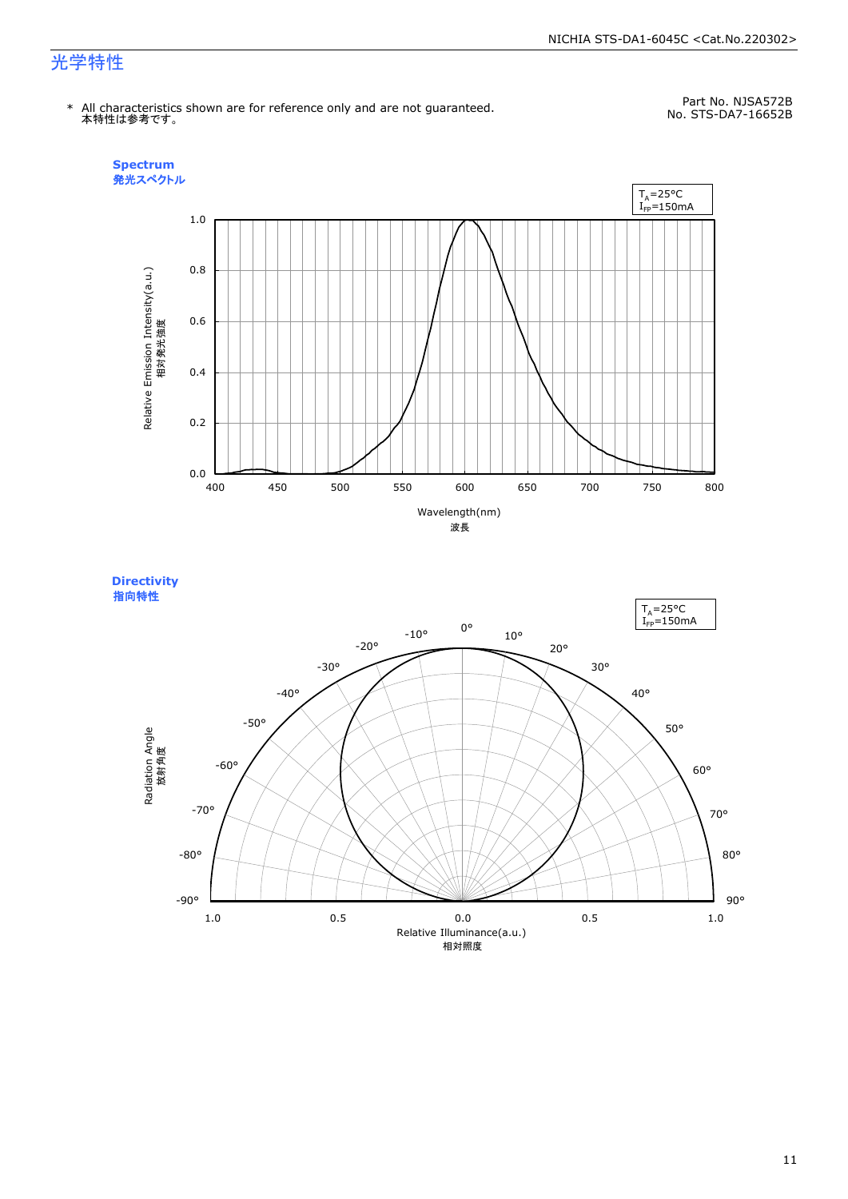# 光学特性

\* All characteristics shown are for reference only and are not guaranteed.
本特性は参考です。

Part No. NJSA572B
No. STS-DA7-16652B

## Spectrum
発光スペクトル

$T_A$=25°C
$I_{FP}$=150mA

Relative Emission Intensity(a.u.)
相対発光強度

1.0
0.8
0.6
0.4
0.2
0.0

400 450 500 550 600 650 700 750 800

Wavelength(nm)
波長

## Directivity
指向特性

$T_A$=25°C
$I_{FP}$=150mA

Radiation Angle
放射角度

0° 10° 20° 30° 40° 50° 60° 70° 80° 90°
-10° -20° -30° -40° -50° -60° -70° -80° -90°

1.0 0.5 0.0 0.5 1.0

Relative Illuminance(a.u.)
相対照度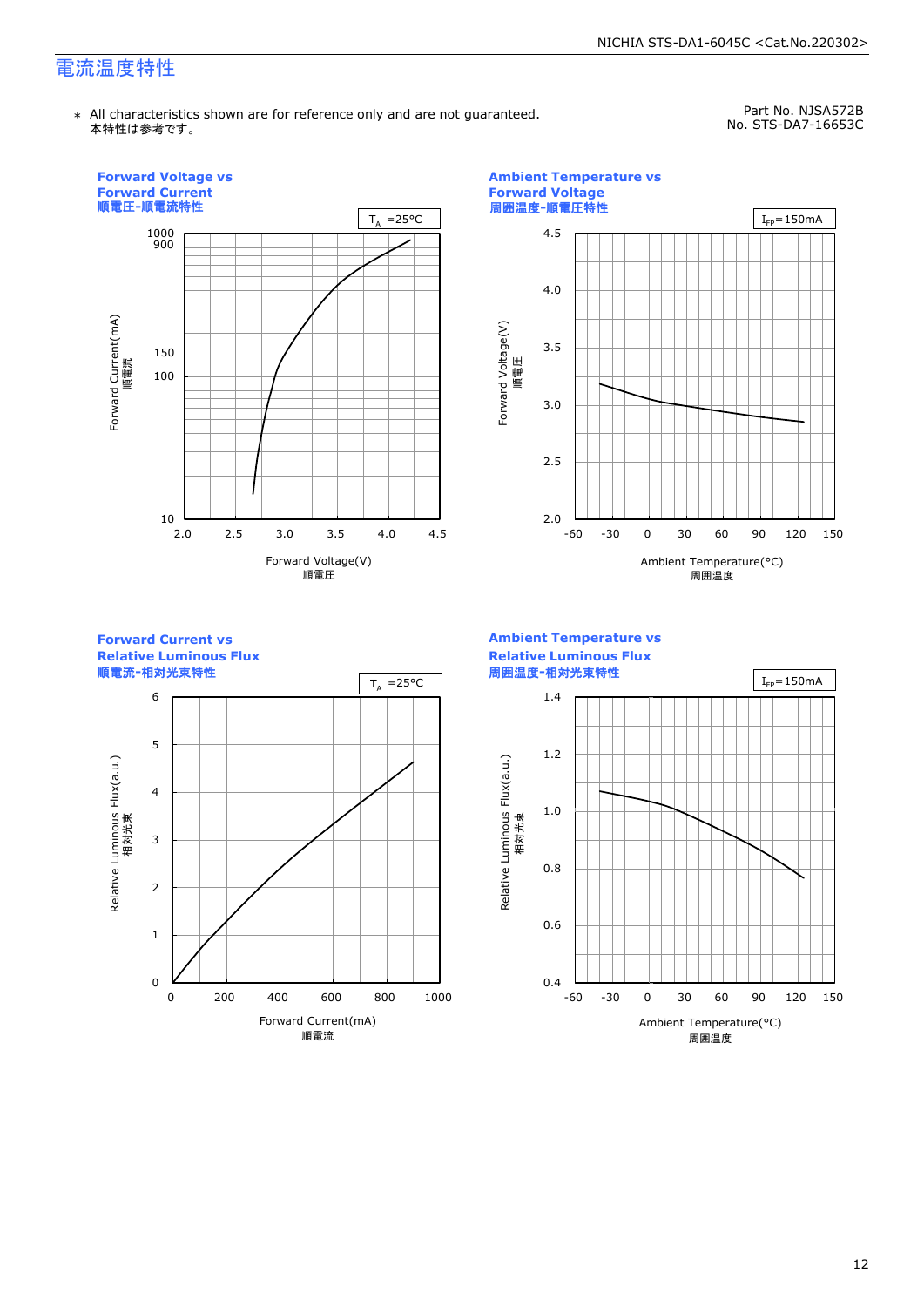# 電流温度特性

＊ All characteristics shown are for reference only and are not guaranteed.
本特性は参考です。

Part No. NJSA572B
No. STS-DA7-16653C

**Forward Voltage vs Forward Current**
**順電圧-順電流特性**

$T_A$ =25°C

Forward Current(mA) 順電流: 10, 100, 150, 900, 1000

Forward Voltage(V) 順電圧: 2.0, 2.5, 3.0, 3.5, 4.0, 4.5

**Ambient Temperature vs Forward Voltage**
**周囲温度-順電圧特性**

$I_{FP}$=150mA

Forward Voltage(V) 順電圧: 2.0, 2.5, 3.0, 3.5, 4.0, 4.5

Ambient Temperature(°C) 周囲温度: -60, -30, 0, 30, 60, 90, 120, 150

**Forward Current vs Relative Luminous Flux**
**順電流-相対光束特性**

$T_A$ =25°C

Relative Luminous Flux(a.u.) 相対光束: 0, 1, 2, 3, 4, 5, 6

Forward Current(mA) 順電流: 0, 200, 400, 600, 800, 1000

**Ambient Temperature vs Relative Luminous Flux**
**周囲温度-相対光束特性**

$I_{FP}$=150mA

Relative Luminous Flux(a.u.) 相対光束: 0.4, 0.6, 0.8, 1.0, 1.2, 1.4

Ambient Temperature(°C) 周囲温度: -60, -30, 0, 30, 60, 90, 120, 150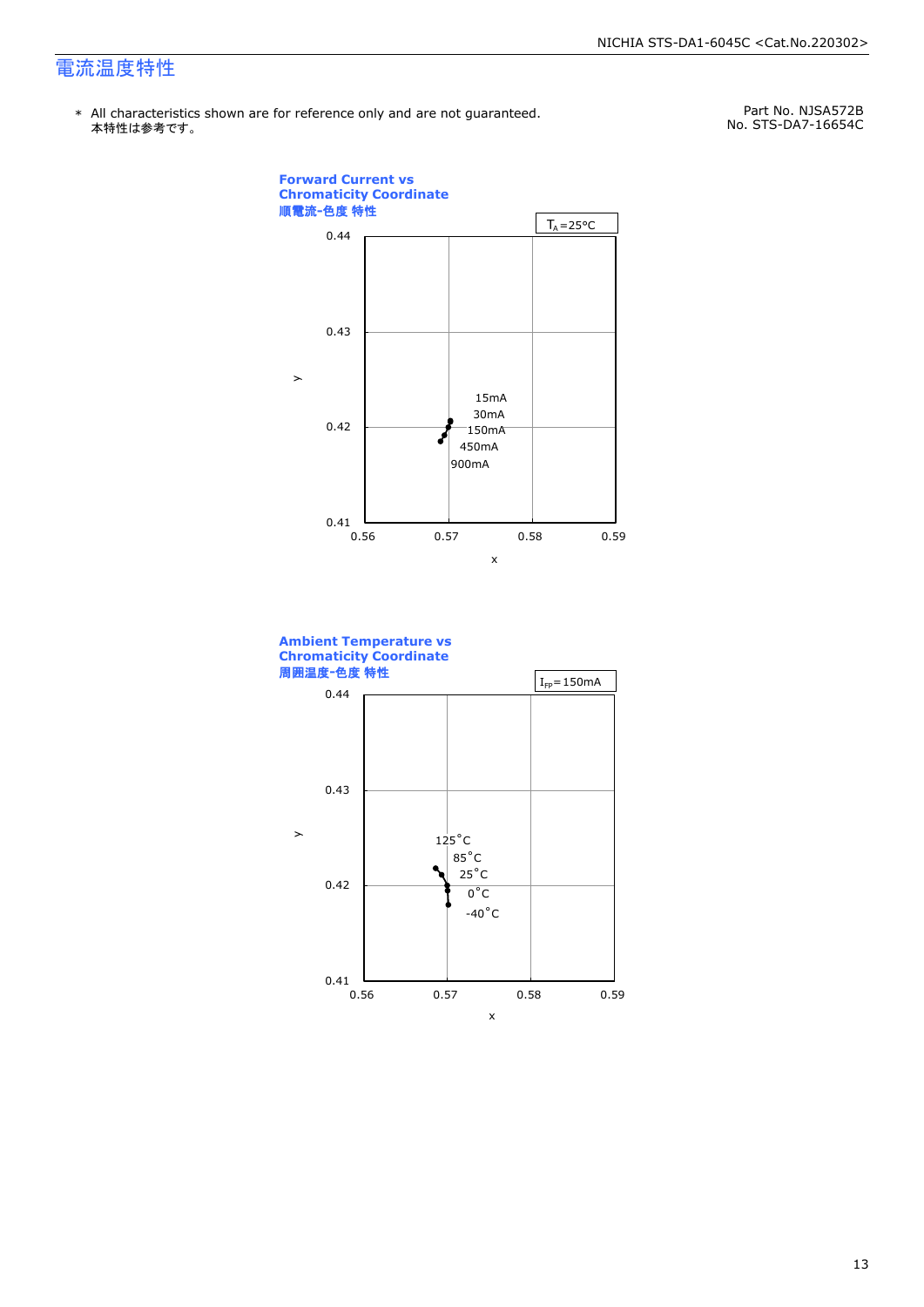## 電流温度特性

\* All characteristics shown are for reference only and are not guaranteed.
本特性は参考です。

Part No. NJSA572B
No. STS-DA7-16654C

**Forward Current vs Chromaticity Coordinate**
**順電流-色度 特性**

$T_A$=25°C

0.44
0.43
0.42
0.41
y
15mA
30mA
150mA
450mA
900mA
0.56
0.57
0.58
0.59
x

**Ambient Temperature vs Chromaticity Coordinate**
**周囲温度-色度 特性**

$I_{FP}$=150mA

0.44
0.43
0.42
0.41
y
125°C
85°C
25°C
0°C
-40°C
0.56
0.57
0.58
0.59
x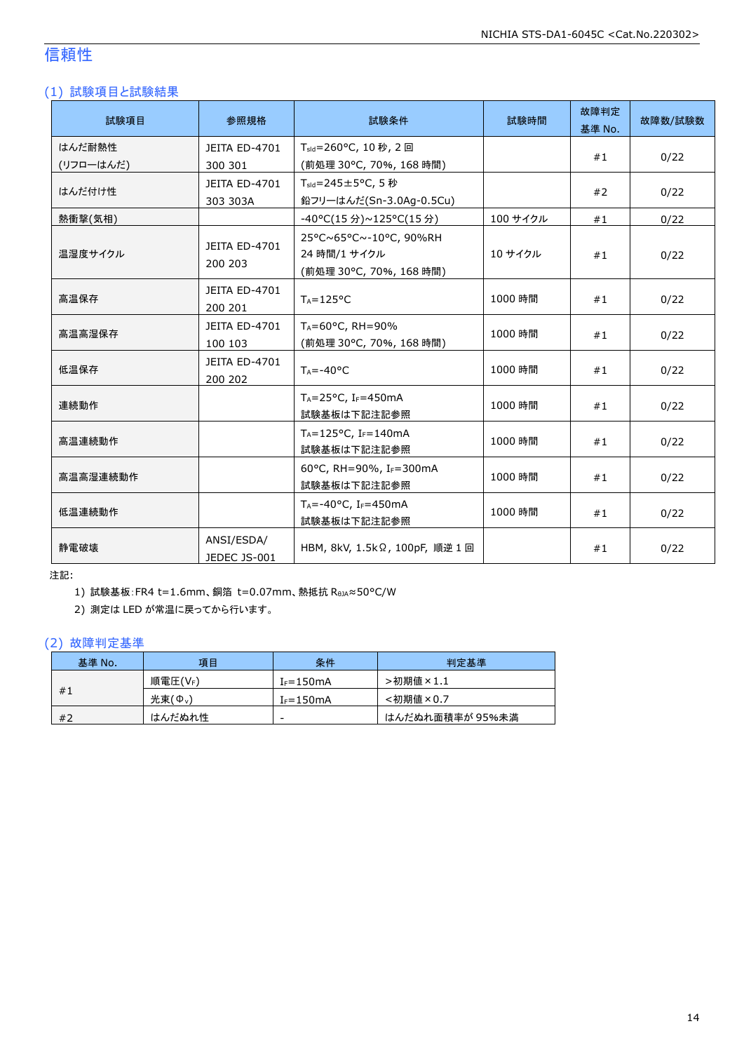# 信頼性

## (1) 試験項目と試験結果

| 試験項目 | 参照規格 | 試験条件 | 試験時間 | 故障判定基準 No. | 故障数/試験数 |
|---|---|---|---|---|---|
| はんだ耐熱性 (リフローはんだ) | JEITA ED-4701 300 301 | $T_{sld}$=260°C, 10 秒, 2 回 (前処理 30°C, 70%, 168 時間) | | #1 | 0/22 |
| はんだ付け性 | JEITA ED-4701 303 303A | $T_{sld}$=245±5°C, 5 秒 鉛フリーはんだ(Sn-3.0Ag-0.5Cu) | | #2 | 0/22 |
| 熱衝撃(気相) | | -40°C(15 分)~125°C(15 分) | 100 サイクル | #1 | 0/22 |
| 温湿度サイクル | JEITA ED-4701 200 203 | 25°C~65°C~-10°C, 90%RH 24 時間/1 サイクル (前処理 30°C, 70%, 168 時間) | 10 サイクル | #1 | 0/22 |
| 高温保存 | JEITA ED-4701 200 201 | $T_A$=125°C | 1000 時間 | #1 | 0/22 |
| 高温高湿保存 | JEITA ED-4701 100 103 | $T_A$=60°C, RH=90% (前処理 30°C, 70%, 168 時間) | 1000 時間 | #1 | 0/22 |
| 低温保存 | JEITA ED-4701 200 202 | $T_A$=-40°C | 1000 時間 | #1 | 0/22 |
| 連続動作 | | $T_A$=25°C, $I_F$=450mA 試験基板は下記注記参照 | 1000 時間 | #1 | 0/22 |
| 高温連続動作 | | $T_A$=125°C, $I_F$=140mA 試験基板は下記注記参照 | 1000 時間 | #1 | 0/22 |
| 高温高湿連続動作 | | 60°C, RH=90%, $I_F$=300mA 試験基板は下記注記参照 | 1000 時間 | #1 | 0/22 |
| 低温連続動作 | | $T_A$=-40°C, $I_F$=450mA 試験基板は下記注記参照 | 1000 時間 | #1 | 0/22 |
| 静電破壊 | ANSI/ESDA/ JEDEC JS-001 | HBM, 8kV, 1.5kΩ, 100pF, 順逆 1 回 | | #1 | 0/22 |

注記:

1) 試験基板:FR4 t=1.6mm、銅箔 t=0.07mm、熱抵抗 $R_{\theta JA}$≈50°C/W
2) 測定は LED が常温に戻ってから行います。

## (2) 故障判定基準

| 基準 No. | 項目 | 条件 | 判定基準 |
|---|---|---|---|
| #1 | 順電圧($V_F$) | $I_F$=150mA | >初期値×1.1 |
| | 光束($\Phi_v$) | $I_F$=150mA | <初期値×0.7 |
| #2 | はんだぬれ性 | - | はんだぬれ面積率が 95%未満 |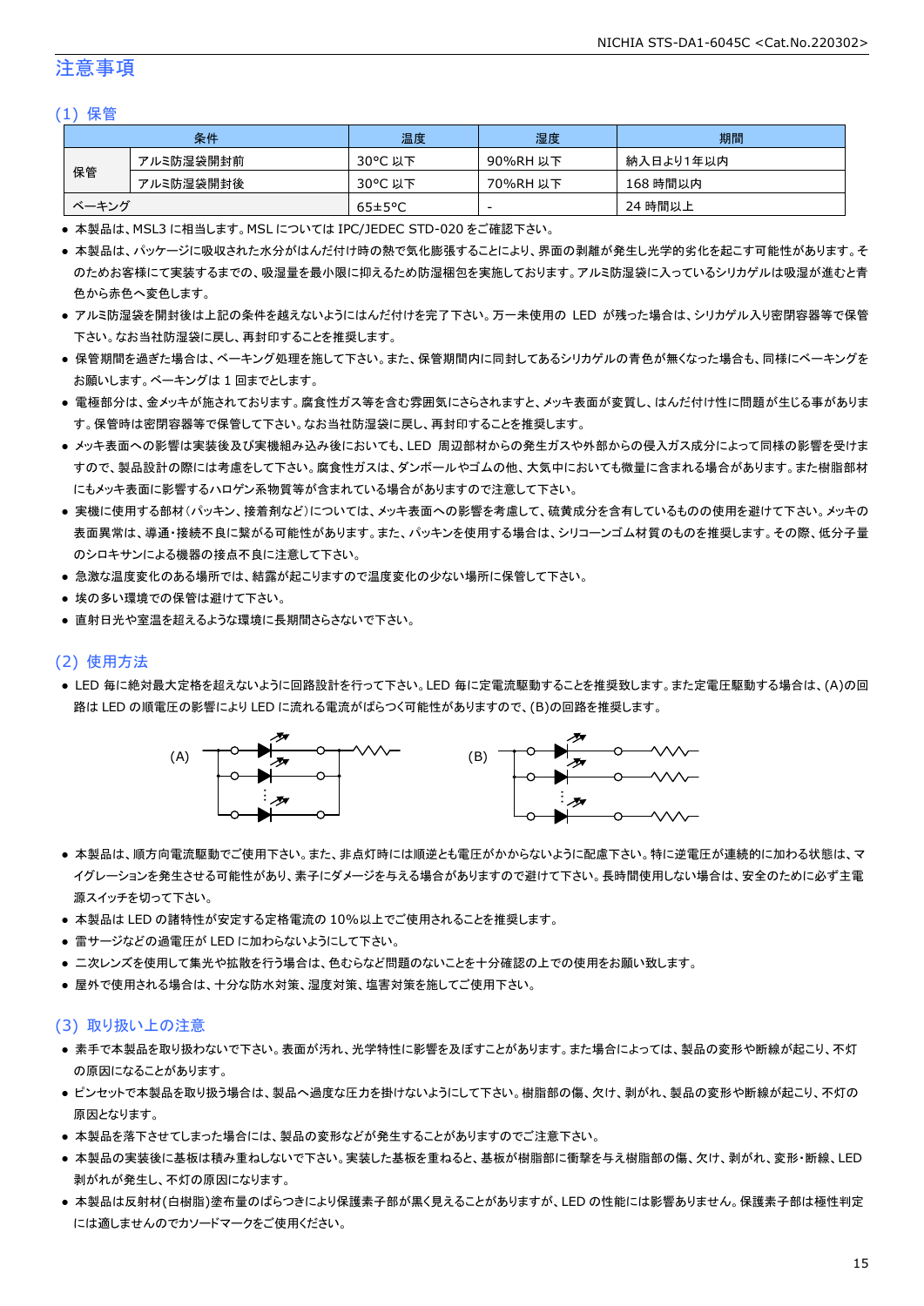# 注意事項

## (1) 保管

| 条件 | | 温度 | 湿度 | 期間 |
|---|---|---|---|---|
| 保管 | アルミ防湿袋開封前 | 30°C 以下 | 90%RH 以下 | 納入日より1年以内 |
| | アルミ防湿袋開封後 | 30°C 以下 | 70%RH 以下 | 168 時間以内 |
| ベーキング | | 65±5°C | - | 24 時間以上 |

- 本製品は、MSL3 に相当します。MSL については IPC/JEDEC STD-020 をご確認下さい。
- 本製品は、パッケージに吸収された水分がはんだ付け時の熱で気化膨張することにより、界面の剥離が発生し光学的劣化を起こす可能性があります。そのためお客様にて実装するまでの、吸湿量を最小限に抑えるため防湿梱包を実施しております。アルミ防湿袋に入っているシリカゲルは吸湿が進むと青色から赤色へ変色します。
- アルミ防湿袋を開封後は上記の条件を越えないようにはんだ付けを完了下さい。万一未使用の LED が残った場合は、シリカゲル入り密閉容器等で保管下さい。なお当社防湿袋に戻し、再封印することを推奨します。
- 保管期間を過ぎた場合は、ベーキング処理を施して下さい。また、保管期間内に同封してあるシリカゲルの青色が無くなった場合も、同様にベーキングをお願いします。ベーキングは 1 回までとします。
- 電極部分は、金メッキが施されております。腐食性ガス等を含む雰囲気にさらされますと、メッキ表面が変質し、はんだ付け性に問題が生じる事があります。保管時は密閉容器等で保管して下さい。なお当社防湿袋に戻し、再封印することを推奨します。
- メッキ表面への影響は実装後及び実機組み込み後においても、LED 周辺部材からの発生ガスや外部からの侵入ガス成分によって同様の影響を受けますので、製品設計の際には考慮をして下さい。腐食性ガスは、ダンボールやゴムの他、大気中においても微量に含まれる場合があります。また樹脂部材にもメッキ表面に影響するハロゲン系物質等が含まれている場合がありますので注意して下さい。
- 実機に使用する部材(パッキン、接着剤など)については、メッキ表面への影響を考慮して、硫黄成分を含有しているものの使用を避けて下さい。メッキの表面異常は、導通・接続不良に繋がる可能性があります。また、パッキンを使用する場合は、シリコーンゴム材質のものを推奨します。その際、低分子量のシロキサンによる機器の接点不良に注意して下さい。
- 急激な温度変化のある場所では、結露が起こりますので温度変化の少ない場所に保管して下さい。
- 埃の多い環境での保管は避けて下さい。
- 直射日光や室温を超えるような環境に長期間さらさないで下さい。

## (2) 使用方法

- LED 毎に絶対最大定格を超えないように回路設計を行って下さい。LED 毎に定電流駆動することを推奨致します。また定電圧駆動する場合は、(A)の回路は LED の順電圧の影響により LED に流れる電流がばらつく可能性がありますので、(B)の回路を推奨します。

(A)

(B)

- 本製品は、順方向電流駆動でご使用下さい。また、非点灯時には順逆とも電圧がかからないように配慮下さい。特に逆電圧が連続的に加わる状態は、マイグレーションを発生させる可能性があり、素子にダメージを与える場合がありますので避けて下さい。長時間使用しない場合は、安全のために必ず主電源スイッチを切って下さい。
- 本製品は LED の諸特性が安定する定格電流の 10%以上でご使用されることを推奨します。
- 雷サージなどの過電圧が LED に加わらないようにして下さい。
- 二次レンズを使用して集光や拡散を行う場合は、色むらなど問題のないことを十分確認の上での使用をお願い致します。
- 屋外で使用される場合は、十分な防水対策、湿度対策、塩害対策を施してご使用下さい。

## (3) 取り扱い上の注意

- 素手で本製品を取り扱わないで下さい。表面が汚れ、光学特性に影響を及ぼすことがあります。また場合によっては、製品の変形や断線が起こり、不灯の原因になることがあります。
- ピンセットで本製品を取り扱う場合は、製品へ過度な圧力を掛けないようにして下さい。樹脂部の傷、欠け、剥がれ、製品の変形や断線が起こり、不灯の原因となります。
- 本製品を落下させてしまった場合には、製品の変形などが発生することがありますのでご注意下さい。
- 本製品の実装後に基板は積み重ねしないで下さい。実装した基板を重ねると、基板が樹脂部に衝撃を与え樹脂部の傷、欠け、剥がれ、変形・断線、LED 剥がれが発生し、不灯の原因になります。
- 本製品は反射材(白樹脂)塗布量のばらつきにより保護素子部が黒く見えることがありますが、LED の性能には影響ありません。保護素子部は極性判定には適しませんのでカソードマークをご使用ください。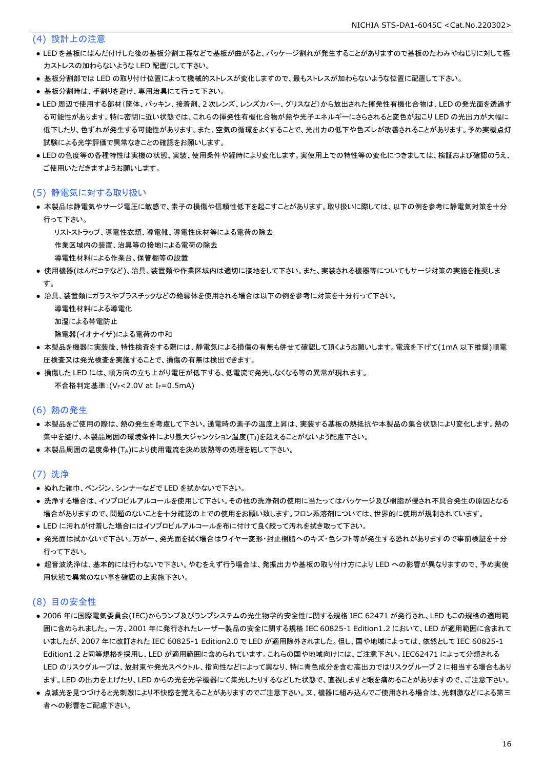## (4) 設計上の注意

- LED を基板にはんだ付けした後の基板分割工程などで基板が曲がると、パッケージ割れが発生することがありますので基板のたわみやねじりに対して極力ストレスの加わらないような LED 配置にして下さい。
- 基板分割部では LED の取り付け位置によって機械的ストレスが変化しますので、最もストレスが加わらないような位置に配置して下さい。
- 基板分割時は、手割りを避け、専用治具にて行って下さい。
- LED 周辺で使用する部材（筐体、パッキン、接着剤、2 次レンズ、レンズカバー、グリスなど）から放出された揮発性有機化合物は、LED の発光面を透過する可能性があります。特に密閉に近い状態では、これらの揮発性有機化合物が熱や光子エネルギーにさらされると変色が起こり LED の光出力が大幅に低下したり、色ずれが発生する可能性があります。また、空気の循環をよくすることで、光出力の低下や色ズレが改善されることがあります。予め実機点灯試験による光学評価で異常なきことの確認をお願いします。
- LED の色度等の各種特性は実機の状態、実装、使用条件や経時により変化します。実使用上での特性等の変化につきましては、検証および確認のうえ、ご使用いただきますようお願いします。

## (5) 静電気に対する取り扱い

- 本製品は静電気やサージ電圧に敏感で、素子の損傷や信頼性低下を起こすことがあります。取り扱いに際しては、以下の例を参考に静電気対策を十分行って下さい。
  - リストストラップ、導電性衣類、導電靴、導電性床材等による電荷の除去
  - 作業区域内の装置、治具等の接地による電荷の除去
  - 導電性材料による作業台、保管棚等の設置
- 使用機器(はんだコテなど)、治具、装置類や作業区域内は適切に接地をして下さい。また、実装される機器等についてもサージ対策の実施を推奨します。
- 治具、装置類にガラスやプラスチックなどの絶縁体を使用される場合は以下の例を参考に対策を十分行って下さい。
  - 導電性材料による導電化
  - 加湿による帯電防止
  - 除電器(イオナイザ)による電荷の中和
- 本製品を機器に実装後、特性検査をする際には、静電気による損傷の有無も併せて確認して頂くようお願いします。電流を下げて(1mA 以下推奨)順電圧検査又は発光検査を実施することで、損傷の有無は検出できます。
- 損傷した LED には、順方向の立ち上がり電圧が低下する、低電流で発光しなくなる等の異常が現れます。
  - 不合格判定基準：($V_F$<2.0V at $I_F$=0.5mA)

## (6) 熱の発生

- 本製品をご使用の際は、熱の発生を考慮して下さい。通電時の素子の温度上昇は、実装する基板の熱抵抗や本製品の集合状態により変化します。熱の集中を避け、本製品周囲の環境条件により最大ジャンクション温度($T_J$)を超えることがないよう配慮下さい。
- 本製品周囲の温度条件($T_A$)により使用電流を決め放熱等の処理を施して下さい。

## (7) 洗浄

- ぬれた雑巾、ベンジン、シンナーなどで LED を拭かないで下さい。
- 洗浄する場合は、イソプロピルアルコールを使用して下さい。その他の洗浄剤の使用に当たってはパッケージ及び樹脂が侵され不具合発生の原因となる場合がありますので、問題のないことを十分確認の上での使用をお願い致します。フロン系溶剤については、世界的に使用が規制されています。
- LED に汚れが付着した場合にはイソプロピルアルコールを布に付けて良く絞って汚れを拭き取って下さい。
- 発光面は拭かないで下さい。万が一、発光面を拭く場合はワイヤー変形・封止樹脂へのキズ・色シフト等が発生する恐れがありますので事前検証を十分行って下さい。
- 超音波洗浄は、基本的には行わないで下さい。やむをえず行う場合は、発振出力や基板の取り付け方により LED への影響が異なりますので、予め実使用状態で異常のない事を確認の上実施下さい。

## (8) 目の安全性

- 2006 年に国際電気委員会(IEC)からランプ及びランプシステムの光生物学的安全性に関する規格 IEC 62471 が発行され、LED もこの規格の適用範囲に含められました。一方、2001 年に発行されたレーザー製品の安全に関する規格 IEC 60825-1 Edition1.2 において、LED が適用範囲に含まれていましたが、2007 年に改訂された IEC 60825-1 Edition2.0 で LED が適用除外されました。但し、国や地域によっては、依然として IEC 60825-1 Edition1.2 と同等規格を採用し、LED が適用範囲に含められています。これらの国や地域向けには、ご注意下さい。IEC62471 によって分類される LED のリスクグループは、放射束や発光スペクトル、指向性などによって異なり、特に青色成分を含む高出力ではリスクグループ 2 に相当する場合もあります。LED の出力を上げたり、LED からの光を光学機器にて集光したりするなどした状態で、直視しますと眼を痛めることがありますので、ご注意下さい。
- 点滅光を見つづけると光刺激により不快感を覚えることがありますのでご注意下さい。又、機器に組み込んでご使用される場合は、光刺激などによる第三者への影響をご配慮下さい。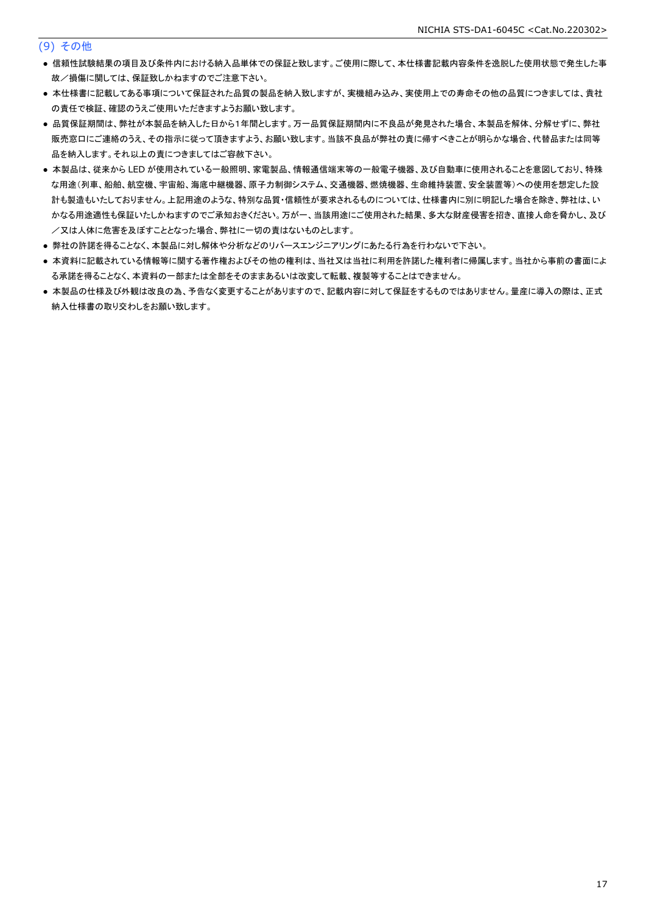### (9) その他

- 信頼性試験結果の項目及び条件内における納入品単体での保証と致します。ご使用に際して、本仕様書記載内容条件を逸脱した使用状態で発生した事故／損傷に関しては、保証致しかねますのでご注意下さい。
- 本仕様書に記載してある事項について保証された品質の製品を納入致しますが、実機組み込み、実使用上での寿命その他の品質につきましては、貴社の責任で検証、確認のうえご使用いただきますようお願い致します。
- 品質保証期間は、弊社が本製品を納入した日から1年間とします。万一品質保証期間内に不良品が発見された場合、本製品を解体、分解せずに、弊社販売窓口にご連絡のうえ、その指示に従って頂きますよう、お願い致します。当該不良品が弊社の責に帰すべきことが明らかな場合、代替品または同等品を納入します。それ以上の責につきましてはご容赦下さい。
- 本製品は、従来から LED が使用されている一般照明、家電製品、情報通信端末等の一般電子機器、及び自動車に使用されることを意図しており、特殊な用途(列車、船舶、航空機、宇宙船、海底中継機器、原子力制御システム、交通機器、燃焼機器、生命維持装置、安全装置等)への使用を想定した設計も製造もいたしておりません。上記用途のような、特別な品質・信頼性が要求されるものについては、仕様書内に別に明記した場合を除き、弊社は、いかなる用途適性も保証いたしかねますのでご承知おきください。万が一、当該用途にご使用された結果、多大な財産侵害を招き、直接人命を脅かし、及び／又は人体に危害を及ぼすこととなった場合、弊社に一切の責はないものとします。
- 弊社の許諾を得ることなく、本製品に対し解体や分析などのリバースエンジニアリングにあたる行為を行わないで下さい。
- 本資料に記載されている情報等に関する著作権およびその他の権利は、当社又は当社に利用を許諾した権利者に帰属します。当社から事前の書面による承諾を得ることなく、本資料の一部または全部をそのままあるいは改変して転載、複製等することはできません。
- 本製品の仕様及び外観は改良の為、予告なく変更することがありますので、記載内容に対して保証をするものではありません。量産に導入の際は、正式納入仕様書の取り交わしをお願い致します。